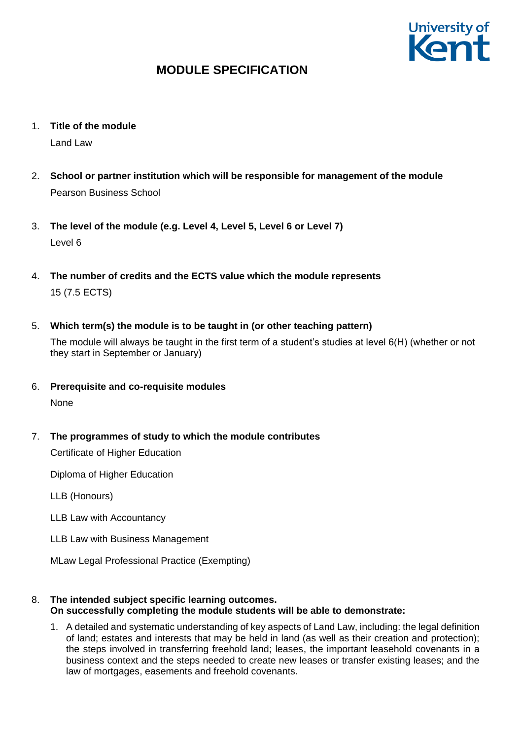# MODULE SPECIFICATION

1. **Title of the module**

   Land Law

2. **School or partner institution which will be responsible for management of the module**

   Pearson Business School

3. **The level of the module (e.g. Level 4, Level 5, Level 6 or Level 7)**

   Level 6

4. **The number of credits and the ECTS value which the module represents**

   15 (7.5 ECTS)

5. **Which term(s) the module is to be taught in (or other teaching pattern)**

   The module will always be taught in the first term of a student's studies at level 6(H) (whether or not they start in September or January)

6. **Prerequisite and co-requisite modules**

   None

7. **The programmes of study to which the module contributes**

   Certificate of Higher Education

   Diploma of Higher Education

   LLB (Honours)

   LLB Law with Accountancy

   LLB Law with Business Management

   MLaw Legal Professional Practice (Exempting)

8. **The intended subject specific learning outcomes. On successfully completing the module students will be able to demonstrate:**

   1. A detailed and systematic understanding of key aspects of Land Law, including: the legal definition of land; estates and interests that may be held in land (as well as their creation and protection); the steps involved in transferring freehold land; leases, the important leasehold covenants in a business context and the steps needed to create new leases or transfer existing leases; and the law of mortgages, easements and freehold covenants.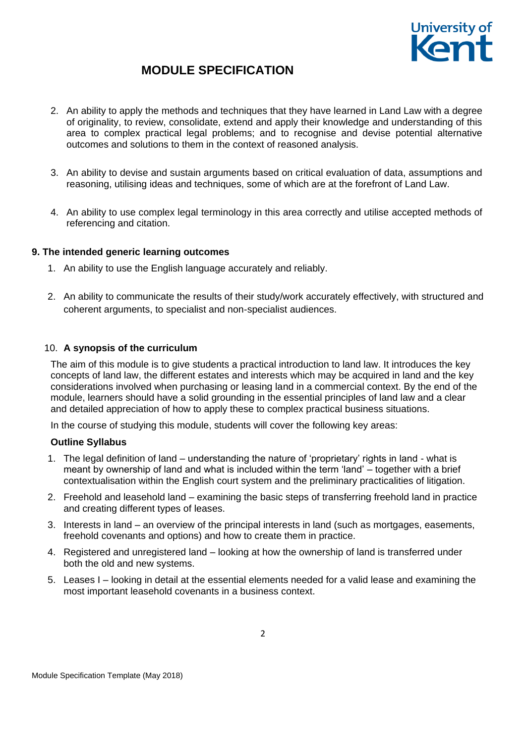2. An ability to apply the methods and techniques that they have learned in Land Law with a degree of originality, to review, consolidate, extend and apply their knowledge and understanding of this area to complex practical legal problems; and to recognise and devise potential alternative outcomes and solutions to them in the context of reasoned analysis.

3. An ability to devise and sustain arguments based on critical evaluation of data, assumptions and reasoning, utilising ideas and techniques, some of which are at the forefront of Land Law.

4. An ability to use complex legal terminology in this area correctly and utilise accepted methods of referencing and citation.

### 9. The intended generic learning outcomes

1. An ability to use the English language accurately and reliably.

2. An ability to communicate the results of their study/work accurately effectively, with structured and coherent arguments, to specialist and non-specialist audiences.

### 10. A synopsis of the curriculum

The aim of this module is to give students a practical introduction to land law. It introduces the key concepts of land law, the different estates and interests which may be acquired in land and the key considerations involved when purchasing or leasing land in a commercial context. By the end of the module, learners should have a solid grounding in the essential principles of land law and a clear and detailed appreciation of how to apply these to complex practical business situations.

In the course of studying this module, students will cover the following key areas:

**Outline Syllabus**

1. The legal definition of land – understanding the nature of 'proprietary' rights in land - what is meant by ownership of land and what is included within the term 'land' – together with a brief contextualisation within the English court system and the preliminary practicalities of litigation.
2. Freehold and leasehold land – examining the basic steps of transferring freehold land in practice and creating different types of leases.
3. Interests in land – an overview of the principal interests in land (such as mortgages, easements, freehold covenants and options) and how to create them in practice.
4. Registered and unregistered land – looking at how the ownership of land is transferred under both the old and new systems.
5. Leases I – looking in detail at the essential elements needed for a valid lease and examining the most important leasehold covenants in a business context.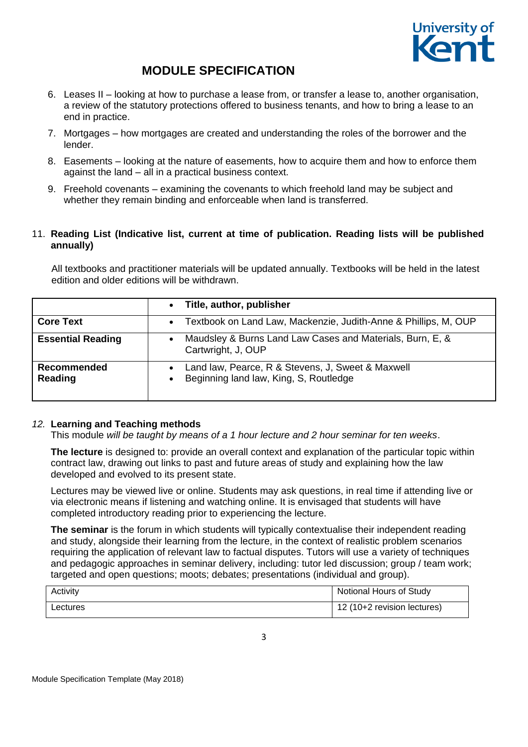# MODULE SPECIFICATION

6. Leases II – looking at how to purchase a lease from, or transfer a lease to, another organisation, a review of the statutory protections offered to business tenants, and how to bring a lease to an end in practice.
7. Mortgages – how mortgages are created and understanding the roles of the borrower and the lender.
8. Easements – looking at the nature of easements, how to acquire them and how to enforce them against the land – all in a practical business context.
9. Freehold covenants – examining the covenants to which freehold land may be subject and whether they remain binding and enforceable when land is transferred.

11. **Reading List (Indicative list, current at time of publication. Reading lists will be published annually)**

All textbooks and practitioner materials will be updated annually. Textbooks will be held in the latest edition and older editions will be withdrawn.

| | • **Title, author, publisher** |
|---|---|
| **Core Text** | • Textbook on Land Law, Mackenzie, Judith-Anne & Phillips, M, OUP |
| **Essential Reading** | • Maudsley & Burns Land Law Cases and Materials, Burn, E, & Cartwright, J, OUP |
| **Recommended Reading** | • Land law, Pearce, R & Stevens, J, Sweet & Maxwell<br>• Beginning land law, King, S, Routledge |

*12.* **Learning and Teaching methods**

This module *will be taught by means of a 1 hour lecture and 2 hour seminar for ten weeks*.

**The lecture** is designed to: provide an overall context and explanation of the particular topic within contract law, drawing out links to past and future areas of study and explaining how the law developed and evolved to its present state.

Lectures may be viewed live or online. Students may ask questions, in real time if attending live or via electronic means if listening and watching online. It is envisaged that students will have completed introductory reading prior to experiencing the lecture.

**The seminar** is the forum in which students will typically contextualise their independent reading and study, alongside their learning from the lecture, in the context of realistic problem scenarios requiring the application of relevant law to factual disputes. Tutors will use a variety of techniques and pedagogic approaches in seminar delivery, including: tutor led discussion; group / team work; targeted and open questions; moots; debates; presentations (individual and group).

| Activity | Notional Hours of Study |
|---|---|
| Lectures | 12 (10+2 revision lectures) |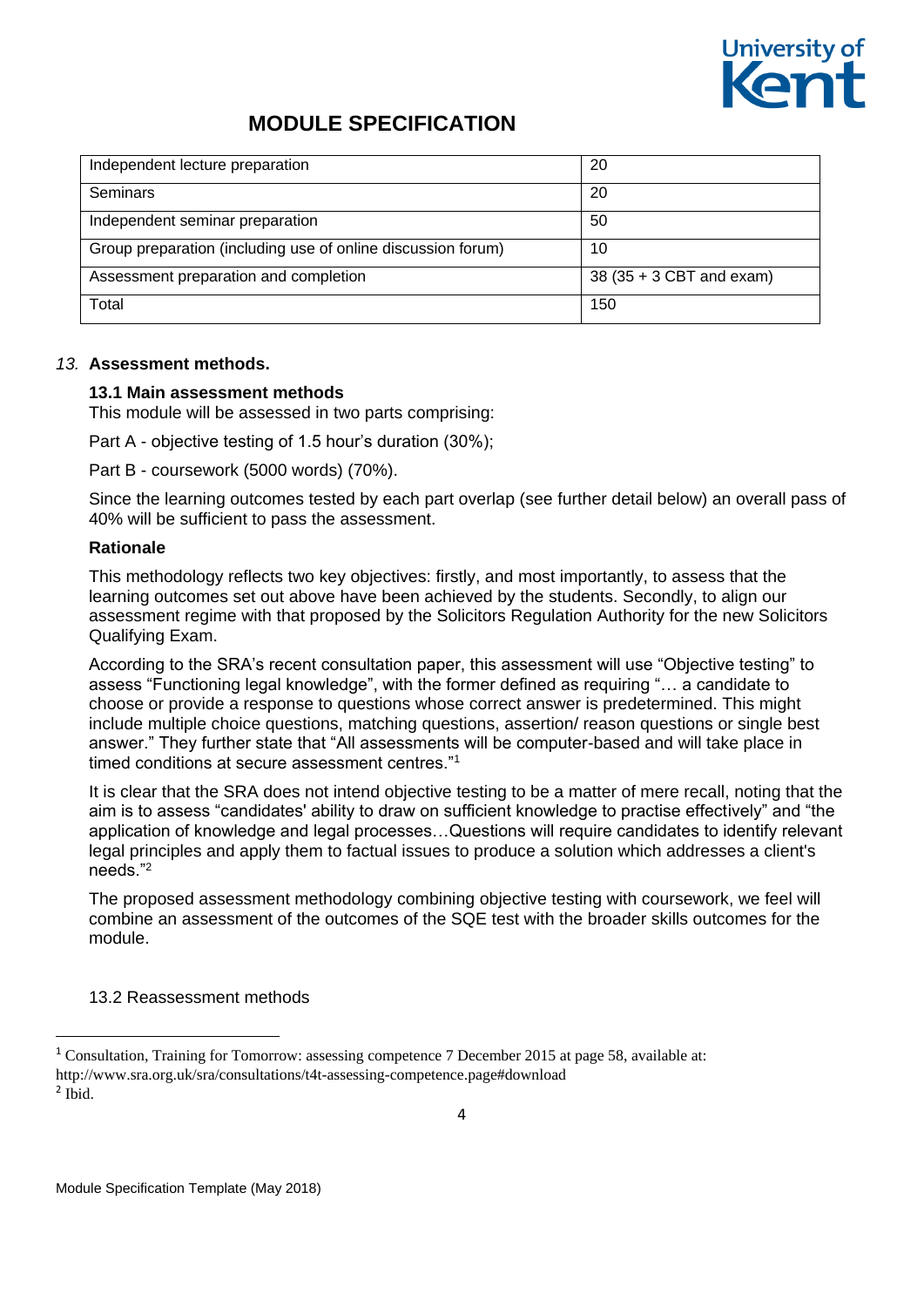| Independent lecture preparation | 20 |
|---|---|
| Seminars | 20 |
| Independent seminar preparation | 50 |
| Group preparation (including use of online discussion forum) | 10 |
| Assessment preparation and completion | 38 (35 + 3 CBT and exam) |
| Total | 150 |

## *13.* Assessment methods.

### 13.1 Main assessment methods

This module will be assessed in two parts comprising:

Part A - objective testing of 1.5 hour's duration (30%);

Part B - coursework (5000 words) (70%).

Since the learning outcomes tested by each part overlap (see further detail below) an overall pass of 40% will be sufficient to pass the assessment.

**Rationale**

This methodology reflects two key objectives: firstly, and most importantly, to assess that the learning outcomes set out above have been achieved by the students. Secondly, to align our assessment regime with that proposed by the Solicitors Regulation Authority for the new Solicitors Qualifying Exam.

According to the SRA's recent consultation paper, this assessment will use "Objective testing" to assess "Functioning legal knowledge", with the former defined as requiring "… a candidate to choose or provide a response to questions whose correct answer is predetermined. This might include multiple choice questions, matching questions, assertion/ reason questions or single best answer." They further state that "All assessments will be computer-based and will take place in timed conditions at secure assessment centres."[1]

It is clear that the SRA does not intend objective testing to be a matter of mere recall, noting that the aim is to assess "candidates' ability to draw on sufficient knowledge to practise effectively" and "the application of knowledge and legal processes…Questions will require candidates to identify relevant legal principles and apply them to factual issues to produce a solution which addresses a client's needs."[2]

The proposed assessment methodology combining objective testing with coursework, we feel will combine an assessment of the outcomes of the SQE test with the broader skills outcomes for the module.

### 13.2 Reassessment methods

---

[1] Consultation, Training for Tomorrow: assessing competence 7 December 2015 at page 58, available at: http://www.sra.org.uk/sra/consultations/t4t-assessing-competence.page#download

[2] Ibid.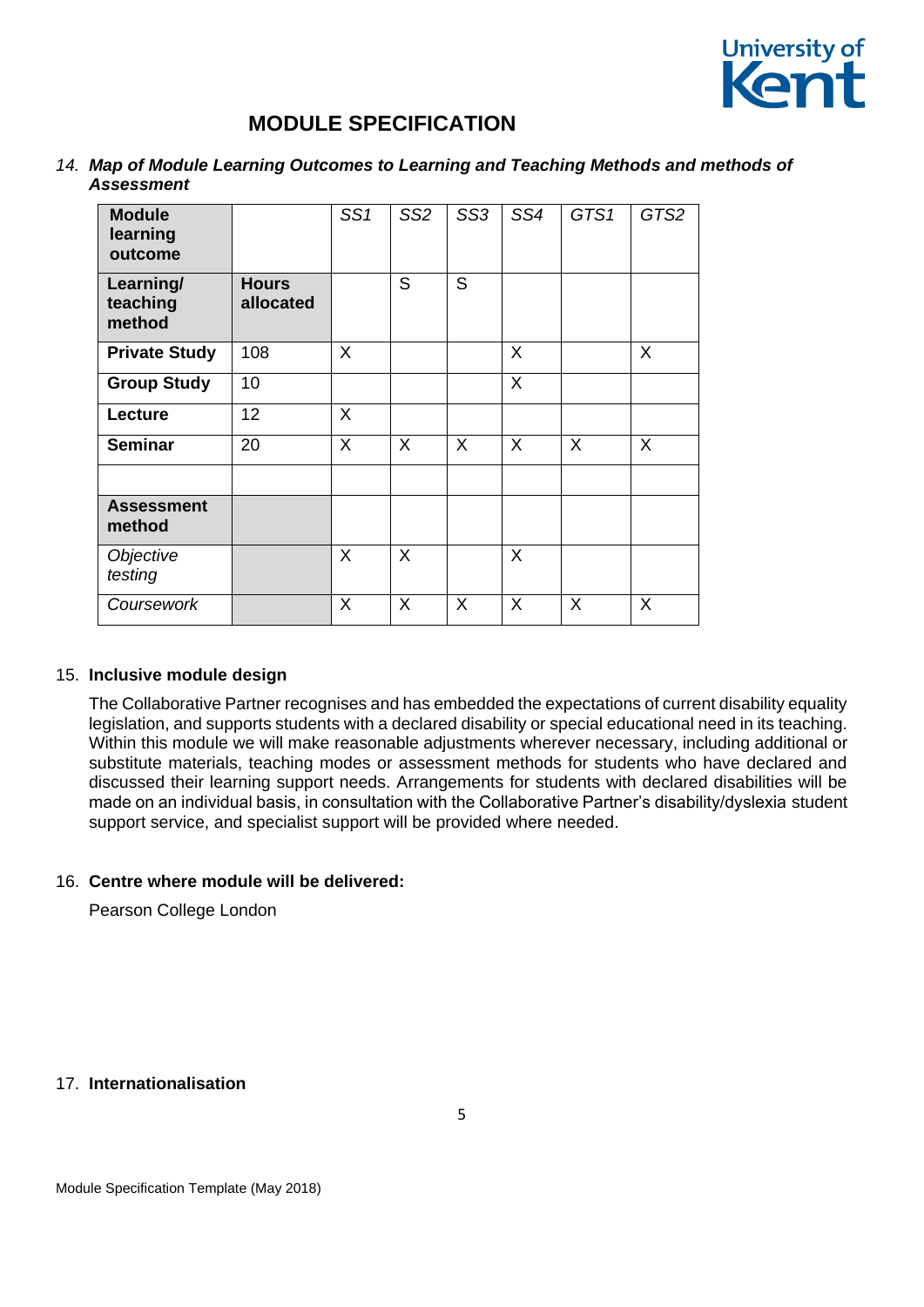# MODULE SPECIFICATION

*14. **Map of Module Learning Outcomes to Learning and Teaching Methods and methods of Assessment***

| **Module learning outcome** | | *SS1* | *SS2* | *SS3* | *SS4* | *GTS1* | *GTS2* |
|---|---|---|---|---|---|---|---|
| **Learning/ teaching method** | **Hours allocated** | | S | S | | | |
| **Private Study** | 108 | X | | | X | | X |
| **Group Study** | 10 | | | | X | | |
| **Lecture** | 12 | X | | | | | |
| **Seminar** | 20 | X | X | X | X | X | X |
| | | | | | | | |
| **Assessment method** | | | | | | | |
| *Objective testing* | | X | X | | X | | |
| *Coursework* | | X | X | X | X | X | X |

15. **Inclusive module design**

    The Collaborative Partner recognises and has embedded the expectations of current disability equality legislation, and supports students with a declared disability or special educational need in its teaching. Within this module we will make reasonable adjustments wherever necessary, including additional or substitute materials, teaching modes or assessment methods for students who have declared and discussed their learning support needs. Arrangements for students with declared disabilities will be made on an individual basis, in consultation with the Collaborative Partner's disability/dyslexia student support service, and specialist support will be provided where needed.

16. **Centre where module will be delivered:**

    Pearson College London

17. **Internationalisation**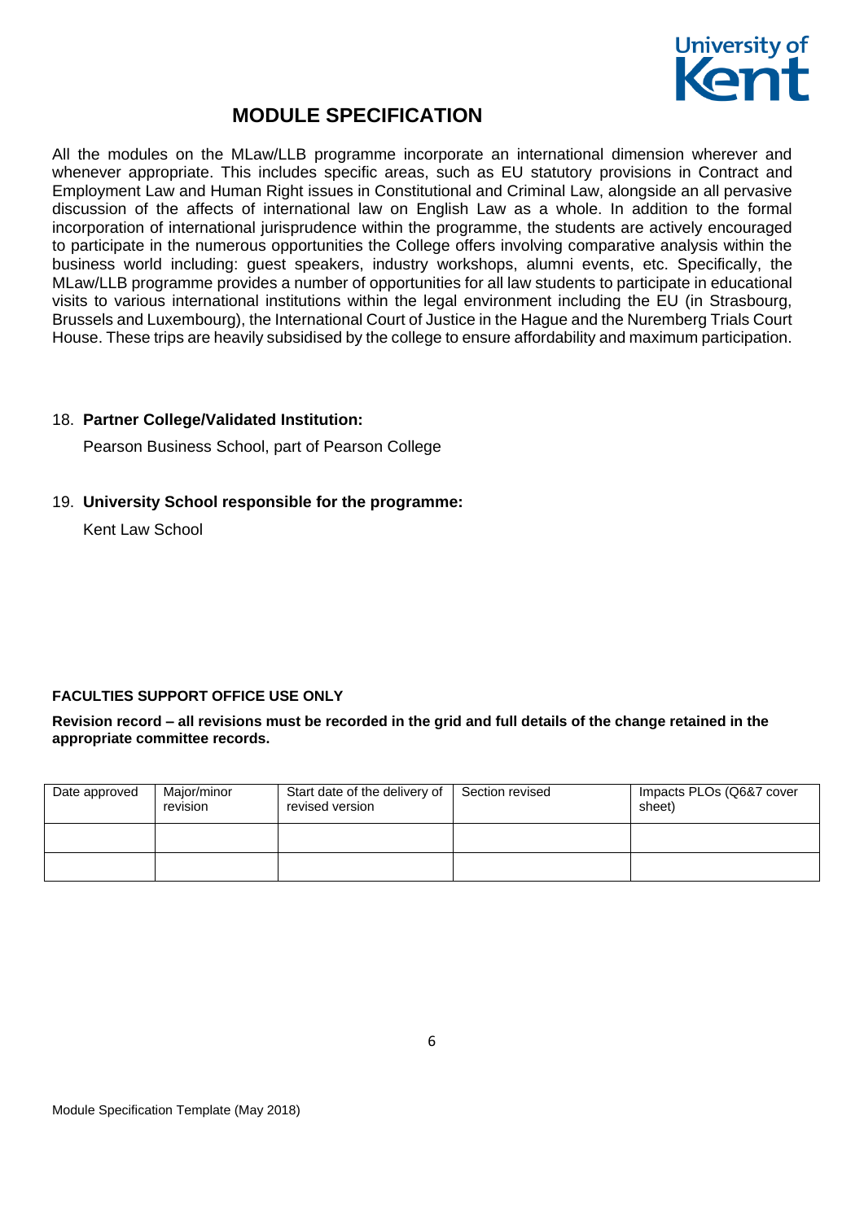# MODULE SPECIFICATION

All the modules on the MLaw/LLB programme incorporate an international dimension wherever and whenever appropriate. This includes specific areas, such as EU statutory provisions in Contract and Employment Law and Human Right issues in Constitutional and Criminal Law, alongside an all pervasive discussion of the affects of international law on English Law as a whole. In addition to the formal incorporation of international jurisprudence within the programme, the students are actively encouraged to participate in the numerous opportunities the College offers involving comparative analysis within the business world including: guest speakers, industry workshops, alumni events, etc. Specifically, the MLaw/LLB programme provides a number of opportunities for all law students to participate in educational visits to various international institutions within the legal environment including the EU (in Strasbourg, Brussels and Luxembourg), the International Court of Justice in the Hague and the Nuremberg Trials Court House. These trips are heavily subsidised by the college to ensure affordability and maximum participation.

18. **Partner College/Validated Institution:**

    Pearson Business School, part of Pearson College

19. **University School responsible for the programme:**

    Kent Law School

**FACULTIES SUPPORT OFFICE USE ONLY**

**Revision record – all revisions must be recorded in the grid and full details of the change retained in the appropriate committee records.**

| Date approved | Major/minor revision | Start date of the delivery of revised version | Section revised | Impacts PLOs (Q6&7 cover sheet) |
|---|---|---|---|---|
| | | | | |
| | | | | |

Module Specification Template (May 2018)